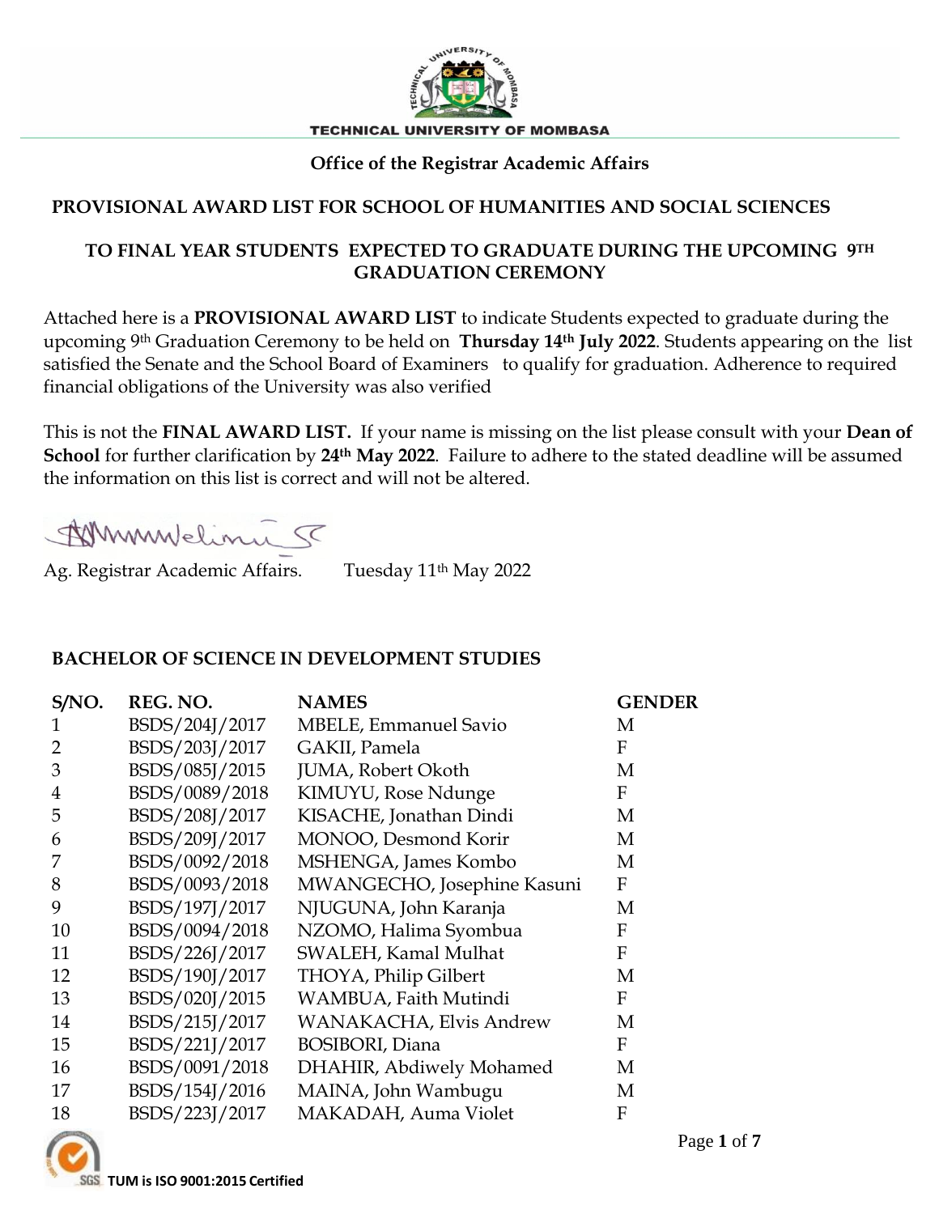**TECHNICAL UNIVERSITY OF MOMBASA**

**Office of the Registrar Academic Affairs**

## PROVISIONAL AWARD LIST FOR SCHOOL OF HUMANITIES AND SOCIAL SCIENCES

## TO FINAL YEAR STUDENTS EXPECTED TO GRADUATE DURING THE UPCOMING 9TH GRADUATION CEREMONY

Attached here is a **PROVISIONAL AWARD LIST** to indicate Students expected to graduate during the upcoming 9th Graduation Ceremony to be held on **Thursday 14th July 2022**. Students appearing on the list satisfied the Senate and the School Board of Examiners to qualify for graduation. Adherence to required financial obligations of the University was also verified

This is not the **FINAL AWARD LIST.** If your name is missing on the list please consult with your **Dean of School** for further clarification by **24th May 2022**. Failure to adhere to the stated deadline will be assumed the information on this list is correct and will not be altered.

Ag. Registrar Academic Affairs. Tuesday 11th May 2022

### BACHELOR OF SCIENCE IN DEVELOPMENT STUDIES

| S/NO. | REG. NO. | NAMES | GENDER |
|---|---|---|---|
| 1 | BSDS/204J/2017 | MBELE, Emmanuel Savio | M |
| 2 | BSDS/203J/2017 | GAKII, Pamela | F |
| 3 | BSDS/085J/2015 | JUMA, Robert Okoth | M |
| 4 | BSDS/0089/2018 | KIMUYU, Rose Ndunge | F |
| 5 | BSDS/208J/2017 | KISACHE, Jonathan Dindi | M |
| 6 | BSDS/209J/2017 | MONOO, Desmond Korir | M |
| 7 | BSDS/0092/2018 | MSHENGA, James Kombo | M |
| 8 | BSDS/0093/2018 | MWANGECHO, Josephine Kasuni | F |
| 9 | BSDS/197J/2017 | NJUGUNA, John Karanja | M |
| 10 | BSDS/0094/2018 | NZOMO, Halima Syombua | F |
| 11 | BSDS/226J/2017 | SWALEH, Kamal Mulhat | F |
| 12 | BSDS/190J/2017 | THOYA, Philip Gilbert | M |
| 13 | BSDS/020J/2015 | WAMBUA, Faith Mutindi | F |
| 14 | BSDS/215J/2017 | WANAKACHA, Elvis Andrew | M |
| 15 | BSDS/221J/2017 | BOSIBORI, Diana | F |
| 16 | BSDS/0091/2018 | DHAHIR, Abdiwely Mohamed | M |
| 17 | BSDS/154J/2016 | MAINA, John Wambugu | M |
| 18 | BSDS/223J/2017 | MAKADAH, Auma Violet | F |

TUM is ISO 9001:2015 Certified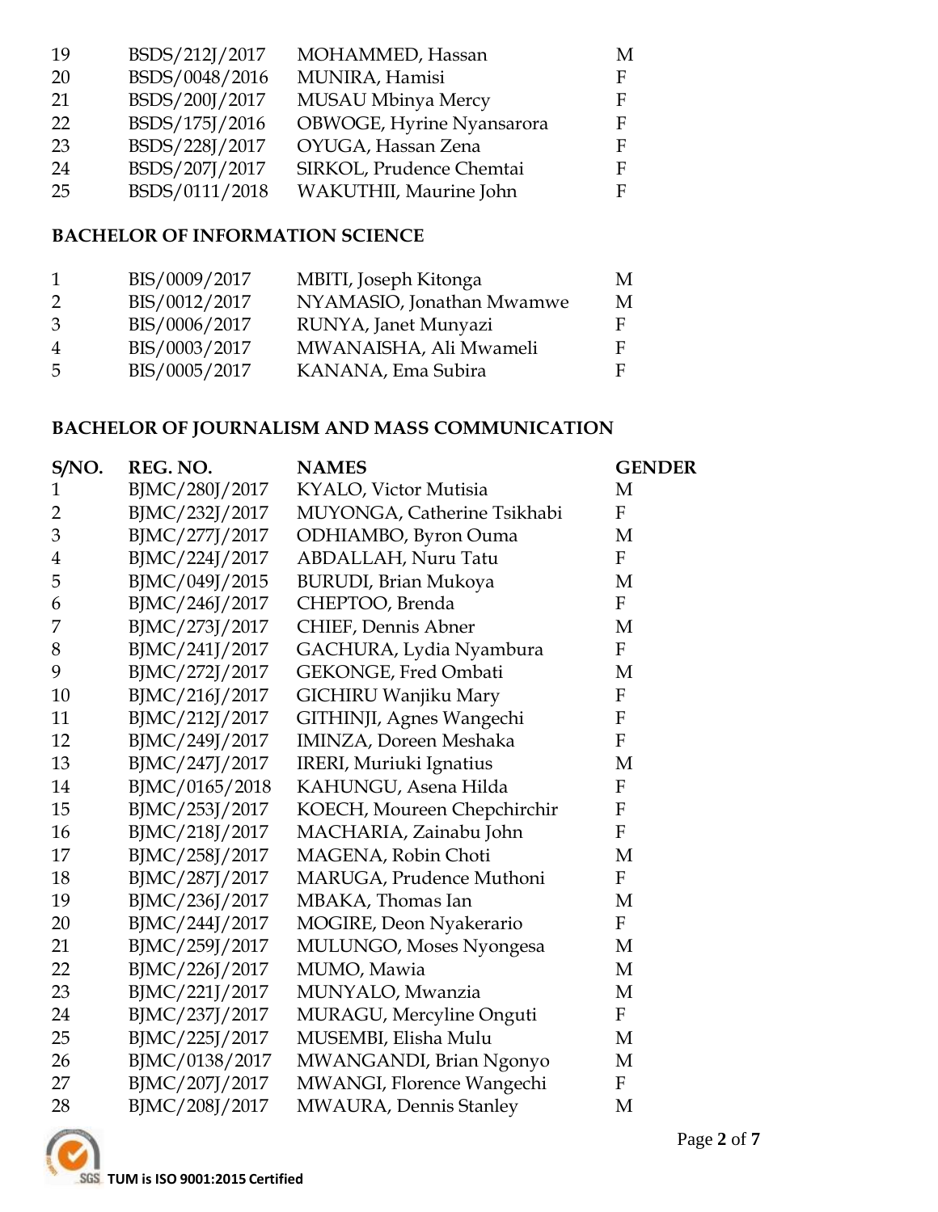| | | | |
|---|---|---|---|
| 19 | BSDS/212J/2017 | MOHAMMED, Hassan | M |
| 20 | BSDS/0048/2016 | MUNIRA, Hamisi | F |
| 21 | BSDS/200J/2017 | MUSAU Mbinya Mercy | F |
| 22 | BSDS/175J/2016 | OBWOGE, Hyrine Nyansarora | F |
| 23 | BSDS/228J/2017 | OYUGA, Hassan Zena | F |
| 24 | BSDS/207J/2017 | SIRKOL, Prudence Chemtai | F |
| 25 | BSDS/0111/2018 | WAKUTHII, Maurine John | F |

**BACHELOR OF INFORMATION SCIENCE**

| | | | |
|---|---|---|---|
| 1 | BIS/0009/2017 | MBITI, Joseph Kitonga | M |
| 2 | BIS/0012/2017 | NYAMASIO, Jonathan Mwamwe | M |
| 3 | BIS/0006/2017 | RUNYA, Janet Munyazi | F |
| 4 | BIS/0003/2017 | MWANAISHA, Ali Mwameli | F |
| 5 | BIS/0005/2017 | KANANA, Ema Subira | F |

**BACHELOR OF JOURNALISM AND MASS COMMUNICATION**

| S/NO. | REG. NO. | NAMES | GENDER |
|---|---|---|---|
| 1 | BJMC/280J/2017 | KYALO, Victor Mutisia | M |
| 2 | BJMC/232J/2017 | MUYONGA, Catherine Tsikhabi | F |
| 3 | BJMC/277J/2017 | ODHIAMBO, Byron Ouma | M |
| 4 | BJMC/224J/2017 | ABDALLAH, Nuru Tatu | F |
| 5 | BJMC/049J/2015 | BURUDI, Brian Mukoya | M |
| 6 | BJMC/246J/2017 | CHEPTOO, Brenda | F |
| 7 | BJMC/273J/2017 | CHIEF, Dennis Abner | M |
| 8 | BJMC/241J/2017 | GACHURA, Lydia Nyambura | F |
| 9 | BJMC/272J/2017 | GEKONGE, Fred Ombati | M |
| 10 | BJMC/216J/2017 | GICHIRU Wanjiku Mary | F |
| 11 | BJMC/212J/2017 | GITHINJI, Agnes Wangechi | F |
| 12 | BJMC/249J/2017 | IMINZA, Doreen Meshaka | F |
| 13 | BJMC/247J/2017 | IRERI, Muriuki Ignatius | M |
| 14 | BJMC/0165/2018 | KAHUNGU, Asena Hilda | F |
| 15 | BJMC/253J/2017 | KOECH, Moureen Chepchirchir | F |
| 16 | BJMC/218J/2017 | MACHARIA, Zainabu John | F |
| 17 | BJMC/258J/2017 | MAGENA, Robin Choti | M |
| 18 | BJMC/287J/2017 | MARUGA, Prudence Muthoni | F |
| 19 | BJMC/236J/2017 | MBAKA, Thomas Ian | M |
| 20 | BJMC/244J/2017 | MOGIRE, Deon Nyakerario | F |
| 21 | BJMC/259J/2017 | MULUNGO, Moses Nyongesa | M |
| 22 | BJMC/226J/2017 | MUMO, Mawia | M |
| 23 | BJMC/221J/2017 | MUNYALO, Mwanzia | M |
| 24 | BJMC/237J/2017 | MURAGU, Mercyline Onguti | F |
| 25 | BJMC/225J/2017 | MUSEMBI, Elisha Mulu | M |
| 26 | BJMC/0138/2017 | MWANGANDI, Brian Ngonyo | M |
| 27 | BJMC/207J/2017 | MWANGI, Florence Wangechi | F |
| 28 | BJMC/208J/2017 | MWAURA, Dennis Stanley | M |

TUM is ISO 9001:2015 Certified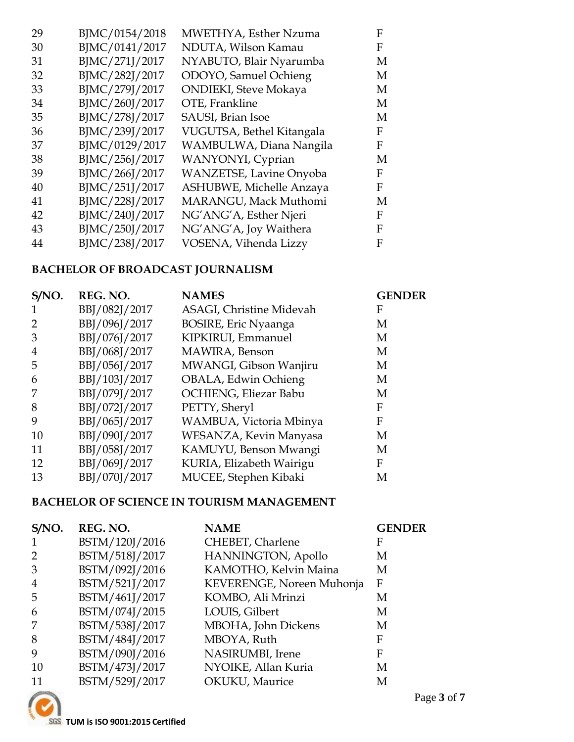| | | | |
|---|---|---|---|
| 29 | BJMC/0154/2018 | MWETHYA, Esther Nzuma | F |
| 30 | BJMC/0141/2017 | NDUTA, Wilson Kamau | F |
| 31 | BJMC/271J/2017 | NYABUTO, Blair Nyarumba | M |
| 32 | BJMC/282J/2017 | ODOYO, Samuel Ochieng | M |
| 33 | BJMC/279J/2017 | ONDIEKI, Steve Mokaya | M |
| 34 | BJMC/260J/2017 | OTE, Frankline | M |
| 35 | BJMC/278J/2017 | SAUSI, Brian Isoe | M |
| 36 | BJMC/239J/2017 | VUGUTSA, Bethel Kitangala | F |
| 37 | BJMC/0129/2017 | WAMBULWA, Diana Nangila | F |
| 38 | BJMC/256J/2017 | WANYONYI, Cyprian | M |
| 39 | BJMC/266J/2017 | WANZETSE, Lavine Onyoba | F |
| 40 | BJMC/251J/2017 | ASHUBWE, Michelle Anzaya | F |
| 41 | BJMC/228J/2017 | MARANGU, Mack Muthomi | M |
| 42 | BJMC/240J/2017 | NG'ANG'A, Esther Njeri | F |
| 43 | BJMC/250J/2017 | NG'ANG'A, Joy Waithera | F |
| 44 | BJMC/238J/2017 | VOSENA, Vihenda Lizzy | F |

## BACHELOR OF BROADCAST JOURNALISM

| S/NO. | REG. NO. | NAMES | GENDER |
|---|---|---|---|
| 1 | BBJ/082J/2017 | ASAGI, Christine Midevah | F |
| 2 | BBJ/096J/2017 | BOSIRE, Eric Nyaanga | M |
| 3 | BBJ/076J/2017 | KIPKIRUI, Emmanuel | M |
| 4 | BBJ/068J/2017 | MAWIRA, Benson | M |
| 5 | BBJ/056J/2017 | MWANGI, Gibson Wanjiru | M |
| 6 | BBJ/103J/2017 | OBALA, Edwin Ochieng | M |
| 7 | BBJ/079J/2017 | OCHIENG, Eliezar Babu | M |
| 8 | BBJ/072J/2017 | PETTY, Sheryl | F |
| 9 | BBJ/065J/2017 | WAMBUA, Victoria Mbinya | F |
| 10 | BBJ/090J/2017 | WESANZA, Kevin Manyasa | M |
| 11 | BBJ/058J/2017 | KAMUYU, Benson Mwangi | M |
| 12 | BBJ/069J/2017 | KURIA, Elizabeth Wairigu | F |
| 13 | BBJ/070J/2017 | MUCEE, Stephen Kibaki | M |

## BACHELOR OF SCIENCE IN TOURISM MANAGEMENT

| S/NO. | REG. NO. | NAME | GENDER |
|---|---|---|---|
| 1 | BSTM/120J/2016 | CHEBET, Charlene | F |
| 2 | BSTM/518J/2017 | HANNINGTON, Apollo | M |
| 3 | BSTM/092J/2016 | KAMOTHO, Kelvin Maina | M |
| 4 | BSTM/521J/2017 | KEVERENGE, Noreen Muhonja | F |
| 5 | BSTM/461J/2017 | KOMBO, Ali Mrinzi | M |
| 6 | BSTM/074J/2015 | LOUIS, Gilbert | M |
| 7 | BSTM/538J/2017 | MBOHA, John Dickens | M |
| 8 | BSTM/484J/2017 | MBOYA, Ruth | F |
| 9 | BSTM/090J/2016 | NASIRUMBI, Irene | F |
| 10 | BSTM/473J/2017 | NYOIKE, Allan Kuria | M |
| 11 | BSTM/529J/2017 | OKUKU, Maurice | M |

TUM is ISO 9001:2015 Certified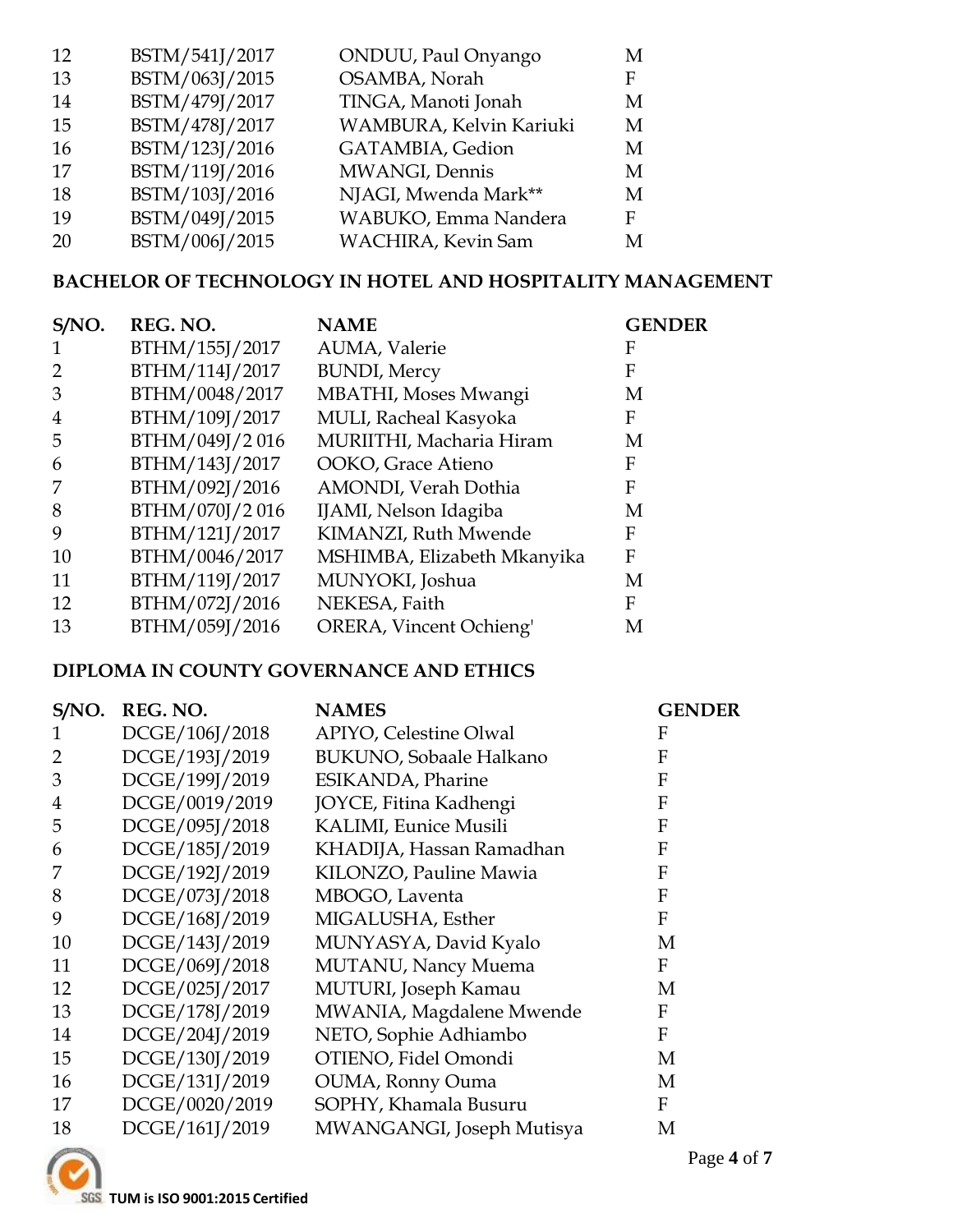| | | | |
|---|---|---|---|
| 12 | BSTM/541J/2017 | ONDUU, Paul Onyango | M |
| 13 | BSTM/063J/2015 | OSAMBA, Norah | F |
| 14 | BSTM/479J/2017 | TINGA, Manoti Jonah | M |
| 15 | BSTM/478J/2017 | WAMBURA, Kelvin Kariuki | M |
| 16 | BSTM/123J/2016 | GATAMBIA, Gedion | M |
| 17 | BSTM/119J/2016 | MWANGI, Dennis | M |
| 18 | BSTM/103J/2016 | NJAGI, Mwenda Mark** | M |
| 19 | BSTM/049J/2015 | WABUKO, Emma Nandera | F |
| 20 | BSTM/006J/2015 | WACHIRA, Kevin Sam | M |

**BACHELOR OF TECHNOLOGY IN HOTEL AND HOSPITALITY MANAGEMENT**

| S/NO. | REG. NO. | NAME | GENDER |
|---|---|---|---|
| 1 | BTHM/155J/2017 | AUMA, Valerie | F |
| 2 | BTHM/114J/2017 | BUNDI, Mercy | F |
| 3 | BTHM/0048/2017 | MBATHI, Moses Mwangi | M |
| 4 | BTHM/109J/2017 | MULI, Racheal Kasyoka | F |
| 5 | BTHM/049J/2 016 | MURIITHI, Macharia Hiram | M |
| 6 | BTHM/143J/2017 | OOKO, Grace Atieno | F |
| 7 | BTHM/092J/2016 | AMONDI, Verah Dothia | F |
| 8 | BTHM/070J/2 016 | IJAMI, Nelson Idagiba | M |
| 9 | BTHM/121J/2017 | KIMANZI, Ruth Mwende | F |
| 10 | BTHM/0046/2017 | MSHIMBA, Elizabeth Mkanyika | F |
| 11 | BTHM/119J/2017 | MUNYOKI, Joshua | M |
| 12 | BTHM/072J/2016 | NEKESA, Faith | F |
| 13 | BTHM/059J/2016 | ORERA, Vincent Ochieng' | M |

**DIPLOMA IN COUNTY GOVERNANCE AND ETHICS**

| S/NO. | REG. NO. | NAMES | GENDER |
|---|---|---|---|
| 1 | DCGE/106J/2018 | APIYO, Celestine Olwal | F |
| 2 | DCGE/193J/2019 | BUKUNO, Sobaale Halkano | F |
| 3 | DCGE/199J/2019 | ESIKANDA, Pharine | F |
| 4 | DCGE/0019/2019 | JOYCE, Fitina Kadhengi | F |
| 5 | DCGE/095J/2018 | KALIMI, Eunice Musili | F |
| 6 | DCGE/185J/2019 | KHADIJA, Hassan Ramadhan | F |
| 7 | DCGE/192J/2019 | KILONZO, Pauline Mawia | F |
| 8 | DCGE/073J/2018 | MBOGO, Laventa | F |
| 9 | DCGE/168J/2019 | MIGALUSHA, Esther | F |
| 10 | DCGE/143J/2019 | MUNYASYA, David Kyalo | M |
| 11 | DCGE/069J/2018 | MUTANU, Nancy Muema | F |
| 12 | DCGE/025J/2017 | MUTURI, Joseph Kamau | M |
| 13 | DCGE/178J/2019 | MWANIA, Magdalene Mwende | F |
| 14 | DCGE/204J/2019 | NETO, Sophie Adhiambo | F |
| 15 | DCGE/130J/2019 | OTIENO, Fidel Omondi | M |
| 16 | DCGE/131J/2019 | OUMA, Ronny Ouma | M |
| 17 | DCGE/0020/2019 | SOPHY, Khamala Busuru | F |
| 18 | DCGE/161J/2019 | MWANGANGI, Joseph Mutisya | M |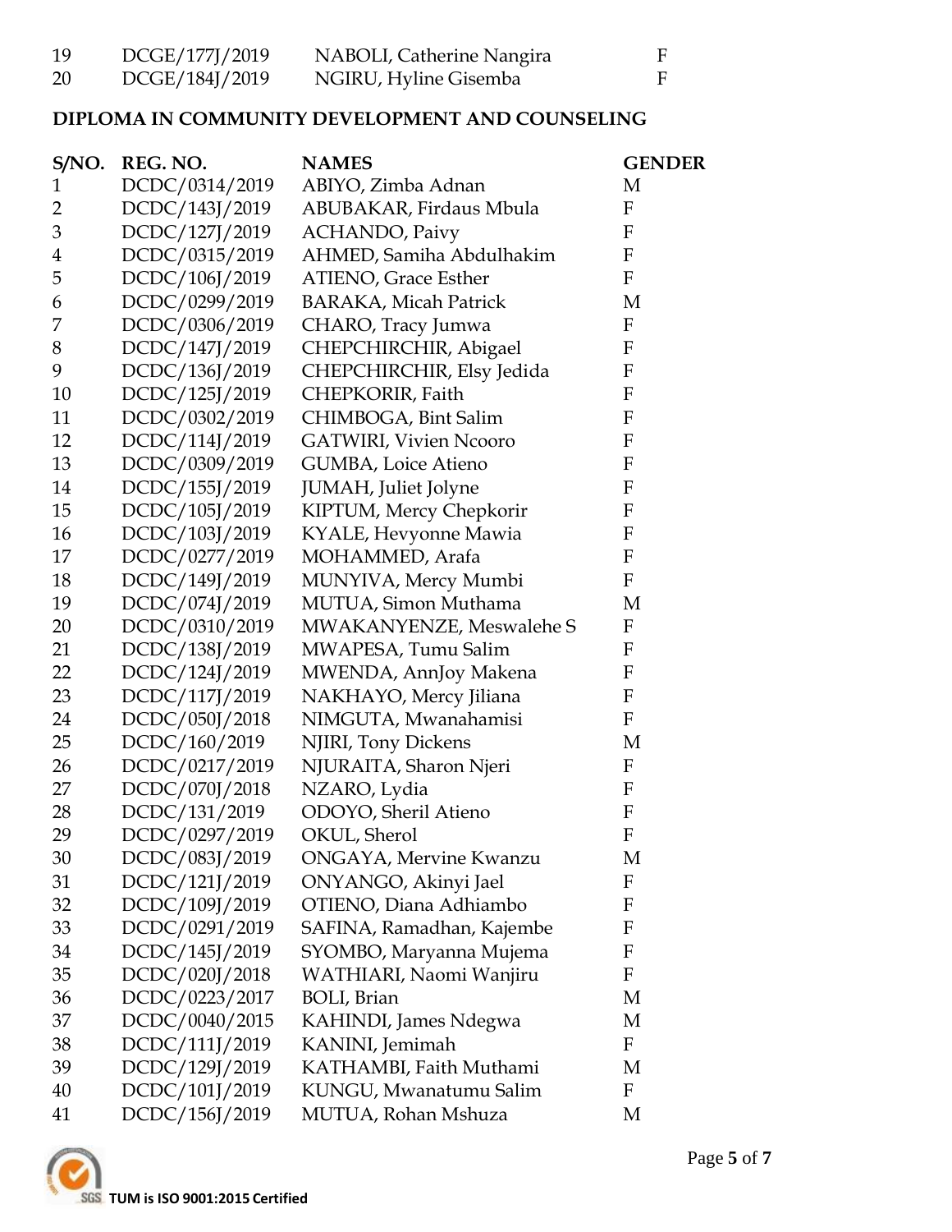| | | | |
|---|---|---|---|
| 19 | DCGE/177J/2019 | NABOLI, Catherine Nangira | F |
| 20 | DCGE/184J/2019 | NGIRU, Hyline Gisemba | F |

**DIPLOMA IN COMMUNITY DEVELOPMENT AND COUNSELING**

| S/NO. | REG. NO. | NAMES | GENDER |
|---|---|---|---|
| 1 | DCDC/0314/2019 | ABIYO, Zimba Adnan | M |
| 2 | DCDC/143J/2019 | ABUBAKAR, Firdaus Mbula | F |
| 3 | DCDC/127J/2019 | ACHANDO, Paivy | F |
| 4 | DCDC/0315/2019 | AHMED, Samiha Abdulhakim | F |
| 5 | DCDC/106J/2019 | ATIENO, Grace Esther | F |
| 6 | DCDC/0299/2019 | BARAKA, Micah Patrick | M |
| 7 | DCDC/0306/2019 | CHARO, Tracy Jumwa | F |
| 8 | DCDC/147J/2019 | CHEPCHIRCHIR, Abigael | F |
| 9 | DCDC/136J/2019 | CHEPCHIRCHIR, Elsy Jedida | F |
| 10 | DCDC/125J/2019 | CHEPKORIR, Faith | F |
| 11 | DCDC/0302/2019 | CHIMBOGA, Bint Salim | F |
| 12 | DCDC/114J/2019 | GATWIRI, Vivien Ncooro | F |
| 13 | DCDC/0309/2019 | GUMBA, Loice Atieno | F |
| 14 | DCDC/155J/2019 | JUMAH, Juliet Jolyne | F |
| 15 | DCDC/105J/2019 | KIPTUM, Mercy Chepkorir | F |
| 16 | DCDC/103J/2019 | KYALE, Hevyonne Mawia | F |
| 17 | DCDC/0277/2019 | MOHAMMED, Arafa | F |
| 18 | DCDC/149J/2019 | MUNYIVA, Mercy Mumbi | F |
| 19 | DCDC/074J/2019 | MUTUA, Simon Muthama | M |
| 20 | DCDC/0310/2019 | MWAKANYENZE, Meswalehe S | F |
| 21 | DCDC/138J/2019 | MWAPESA, Tumu Salim | F |
| 22 | DCDC/124J/2019 | MWENDA, AnnJoy Makena | F |
| 23 | DCDC/117J/2019 | NAKHAYO, Mercy Jiliana | F |
| 24 | DCDC/050J/2018 | NIMGUTA, Mwanahamisi | F |
| 25 | DCDC/160/2019 | NJIRI, Tony Dickens | M |
| 26 | DCDC/0217/2019 | NJURAITA, Sharon Njeri | F |
| 27 | DCDC/070J/2018 | NZARO, Lydia | F |
| 28 | DCDC/131/2019 | ODOYO, Sheril Atieno | F |
| 29 | DCDC/0297/2019 | OKUL, Sherol | F |
| 30 | DCDC/083J/2019 | ONGAYA, Mervine Kwanzu | M |
| 31 | DCDC/121J/2019 | ONYANGO, Akinyi Jael | F |
| 32 | DCDC/109J/2019 | OTIENO, Diana Adhiambo | F |
| 33 | DCDC/0291/2019 | SAFINA, Ramadhan, Kajembe | F |
| 34 | DCDC/145J/2019 | SYOMBO, Maryanna Mujema | F |
| 35 | DCDC/020J/2018 | WATHIARI, Naomi Wanjiru | F |
| 36 | DCDC/0223/2017 | BOLI, Brian | M |
| 37 | DCDC/0040/2015 | KAHINDI, James Ndegwa | M |
| 38 | DCDC/111J/2019 | KANINI, Jemimah | F |
| 39 | DCDC/129J/2019 | KATHAMBI, Faith Muthami | M |
| 40 | DCDC/101J/2019 | KUNGU, Mwanatumu Salim | F |
| 41 | DCDC/156J/2019 | MUTUA, Rohan Mshuza | M |

TUM is ISO 9001:2015 Certified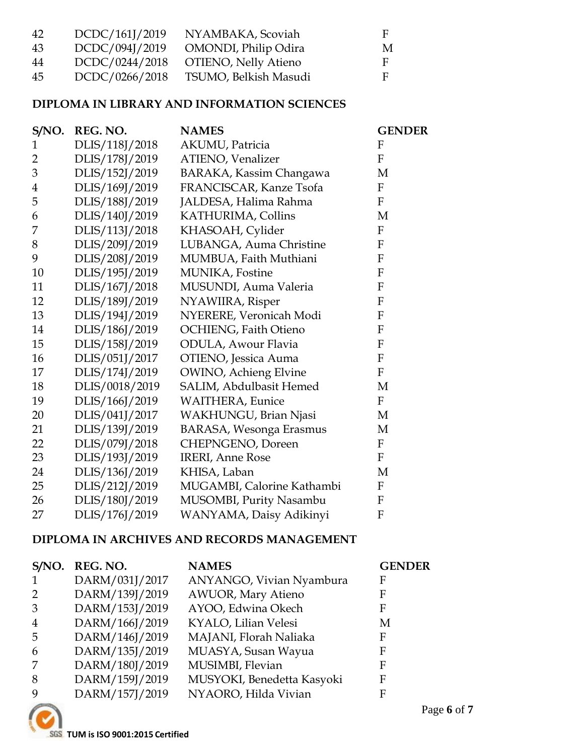| 42 | DCDC/161J/2019 | NYAMBAKA, Scoviah | F |
|---|---|---|---|
| 43 | DCDC/094J/2019 | OMONDI, Philip Odira | M |
| 44 | DCDC/0244/2018 | OTIENO, Nelly Atieno | F |
| 45 | DCDC/0266/2018 | TSUMO, Belkish Masudi | F |

**DIPLOMA IN LIBRARY AND INFORMATION SCIENCES**

| S/NO. | REG. NO. | NAMES | GENDER |
|---|---|---|---|
| 1 | DLIS/118J/2018 | AKUMU, Patricia | F |
| 2 | DLIS/178J/2019 | ATIENO, Venalizer | F |
| 3 | DLIS/152J/2019 | BARAKA, Kassim Changawa | M |
| 4 | DLIS/169J/2019 | FRANCISCAR, Kanze Tsofa | F |
| 5 | DLIS/188J/2019 | JALDESA, Halima Rahma | F |
| 6 | DLIS/140J/2019 | KATHURIMA, Collins | M |
| 7 | DLIS/113J/2018 | KHASOAH, Cylider | F |
| 8 | DLIS/209J/2019 | LUBANGA, Auma Christine | F |
| 9 | DLIS/208J/2019 | MUMBUA, Faith Muthiani | F |
| 10 | DLIS/195J/2019 | MUNIKA, Fostine | F |
| 11 | DLIS/167J/2018 | MUSUNDI, Auma Valeria | F |
| 12 | DLIS/189J/2019 | NYAWIIRA, Risper | F |
| 13 | DLIS/194J/2019 | NYERERE, Veronicah Modi | F |
| 14 | DLIS/186J/2019 | OCHIENG, Faith Otieno | F |
| 15 | DLIS/158J/2019 | ODULA, Awour Flavia | F |
| 16 | DLIS/051J/2017 | OTIENO, Jessica Auma | F |
| 17 | DLIS/174J/2019 | OWINO, Achieng Elvine | F |
| 18 | DLIS/0018/2019 | SALIM, Abdulbasit Hemed | M |
| 19 | DLIS/166J/2019 | WAITHERA, Eunice | F |
| 20 | DLIS/041J/2017 | WAKHUNGU, Brian Njasi | M |
| 21 | DLIS/139J/2019 | BARASA, Wesonga Erasmus | M |
| 22 | DLIS/079J/2018 | CHEPNGENO, Doreen | F |
| 23 | DLIS/193J/2019 | IRERI, Anne Rose | F |
| 24 | DLIS/136J/2019 | KHISA, Laban | M |
| 25 | DLIS/212J/2019 | MUGAMBI, Calorine Kathambi | F |
| 26 | DLIS/180J/2019 | MUSOMBI, Purity Nasambu | F |
| 27 | DLIS/176J/2019 | WANYAMA, Daisy Adikinyi | F |

**DIPLOMA IN ARCHIVES AND RECORDS MANAGEMENT**

| S/NO. | REG. NO. | NAMES | GENDER |
|---|---|---|---|
| 1 | DARM/031J/2017 | ANYANGO, Vivian Nyambura | F |
| 2 | DARM/139J/2019 | AWUOR, Mary Atieno | F |
| 3 | DARM/153J/2019 | AYOO, Edwina Okech | F |
| 4 | DARM/166J/2019 | KYALO, Lilian Velesi | M |
| 5 | DARM/146J/2019 | MAJANI, Florah Naliaka | F |
| 6 | DARM/135J/2019 | MUASYA, Susan Wayua | F |
| 7 | DARM/180J/2019 | MUSIMBI, Flevian | F |
| 8 | DARM/159J/2019 | MUSYOKI, Benedetta Kasyoki | F |
| 9 | DARM/157J/2019 | NYAORO, Hilda Vivian | F |

TUM is ISO 9001:2015 Certified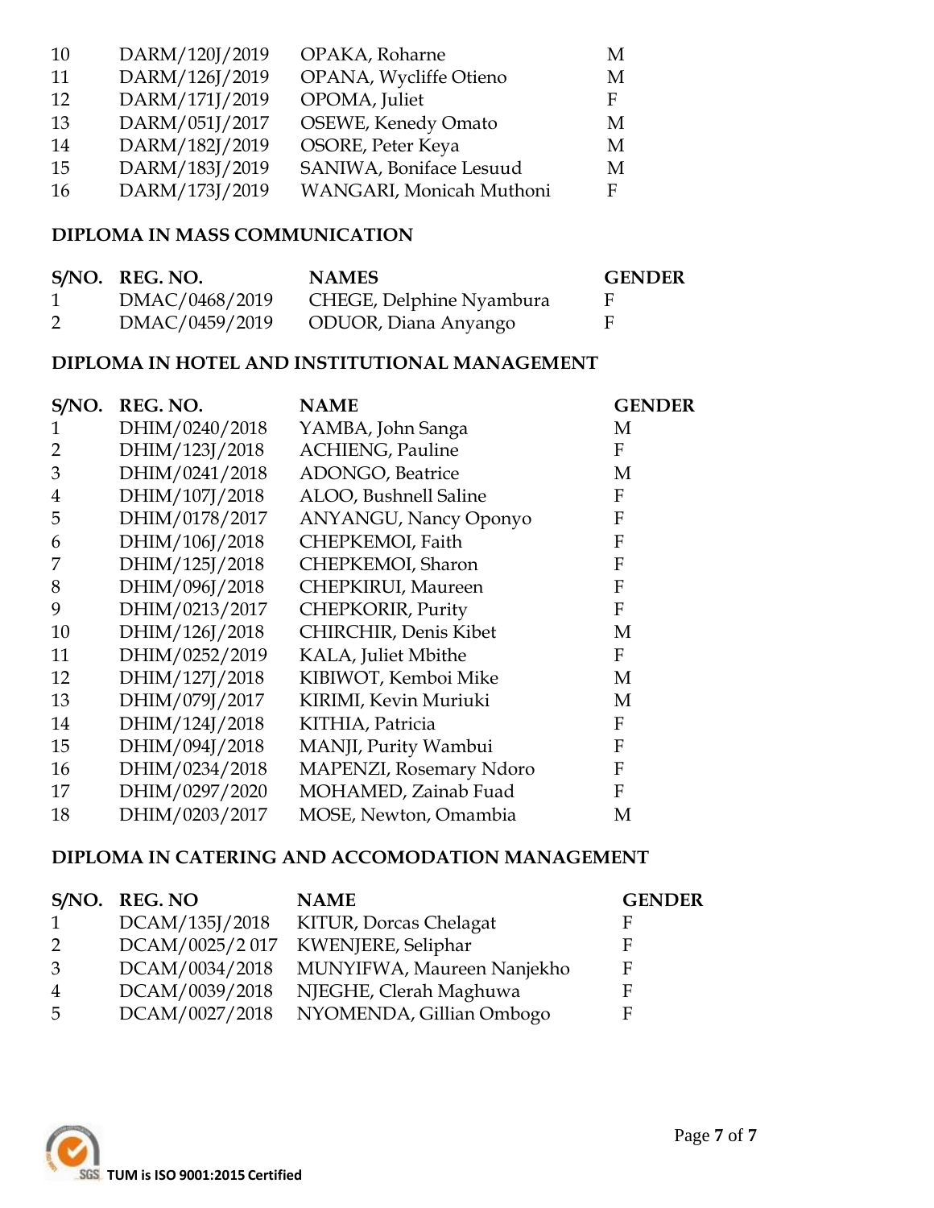| | | | |
|---|---|---|---|
| 10 | DARM/120J/2019 | OPAKA, Roharne | M |
| 11 | DARM/126J/2019 | OPANA, Wycliffe Otieno | M |
| 12 | DARM/171J/2019 | OPOMA, Juliet | F |
| 13 | DARM/051J/2017 | OSEWE, Kenedy Omato | M |
| 14 | DARM/182J/2019 | OSORE, Peter Keya | M |
| 15 | DARM/183J/2019 | SANIWA, Boniface Lesuud | M |
| 16 | DARM/173J/2019 | WANGARI, Monicah Muthoni | F |

## DIPLOMA IN MASS COMMUNICATION

| S/NO. | REG. NO. | NAMES | GENDER |
|---|---|---|---|
| 1 | DMAC/0468/2019 | CHEGE, Delphine Nyambura | F |
| 2 | DMAC/0459/2019 | ODUOR, Diana Anyango | F |

## DIPLOMA IN HOTEL AND INSTITUTIONAL MANAGEMENT

| S/NO. | REG. NO. | NAME | GENDER |
|---|---|---|---|
| 1 | DHIM/0240/2018 | YAMBA, John Sanga | M |
| 2 | DHIM/123J/2018 | ACHIENG, Pauline | F |
| 3 | DHIM/0241/2018 | ADONGO, Beatrice | M |
| 4 | DHIM/107J/2018 | ALOO, Bushnell Saline | F |
| 5 | DHIM/0178/2017 | ANYANGU, Nancy Oponyo | F |
| 6 | DHIM/106J/2018 | CHEPKEMOI, Faith | F |
| 7 | DHIM/125J/2018 | CHEPKEMOI, Sharon | F |
| 8 | DHIM/096J/2018 | CHEPKIRUI, Maureen | F |
| 9 | DHIM/0213/2017 | CHEPKORIR, Purity | F |
| 10 | DHIM/126J/2018 | CHIRCHIR, Denis Kibet | M |
| 11 | DHIM/0252/2019 | KALA, Juliet Mbithe | F |
| 12 | DHIM/127J/2018 | KIBIWOT, Kemboi Mike | M |
| 13 | DHIM/079J/2017 | KIRIMI, Kevin Muriuki | M |
| 14 | DHIM/124J/2018 | KITHIA, Patricia | F |
| 15 | DHIM/094J/2018 | MANJI, Purity Wambui | F |
| 16 | DHIM/0234/2018 | MAPENZI, Rosemary Ndoro | F |
| 17 | DHIM/0297/2020 | MOHAMED, Zainab Fuad | F |
| 18 | DHIM/0203/2017 | MOSE, Newton, Omambia | M |

## DIPLOMA IN CATERING AND ACCOMODATION MANAGEMENT

| S/NO. | REG. NO | NAME | GENDER |
|---|---|---|---|
| 1 | DCAM/135J/2018 | KITUR, Dorcas Chelagat | F |
| 2 | DCAM/0025/2 017 | KWENJERE, Seliphar | F |
| 3 | DCAM/0034/2018 | MUNYIFWA, Maureen Nanjekho | F |
| 4 | DCAM/0039/2018 | NJEGHE, Clerah Maghuwa | F |
| 5 | DCAM/0027/2018 | NYOMENDA, Gillian Ombogo | F |

TUM is ISO 9001:2015 Certified